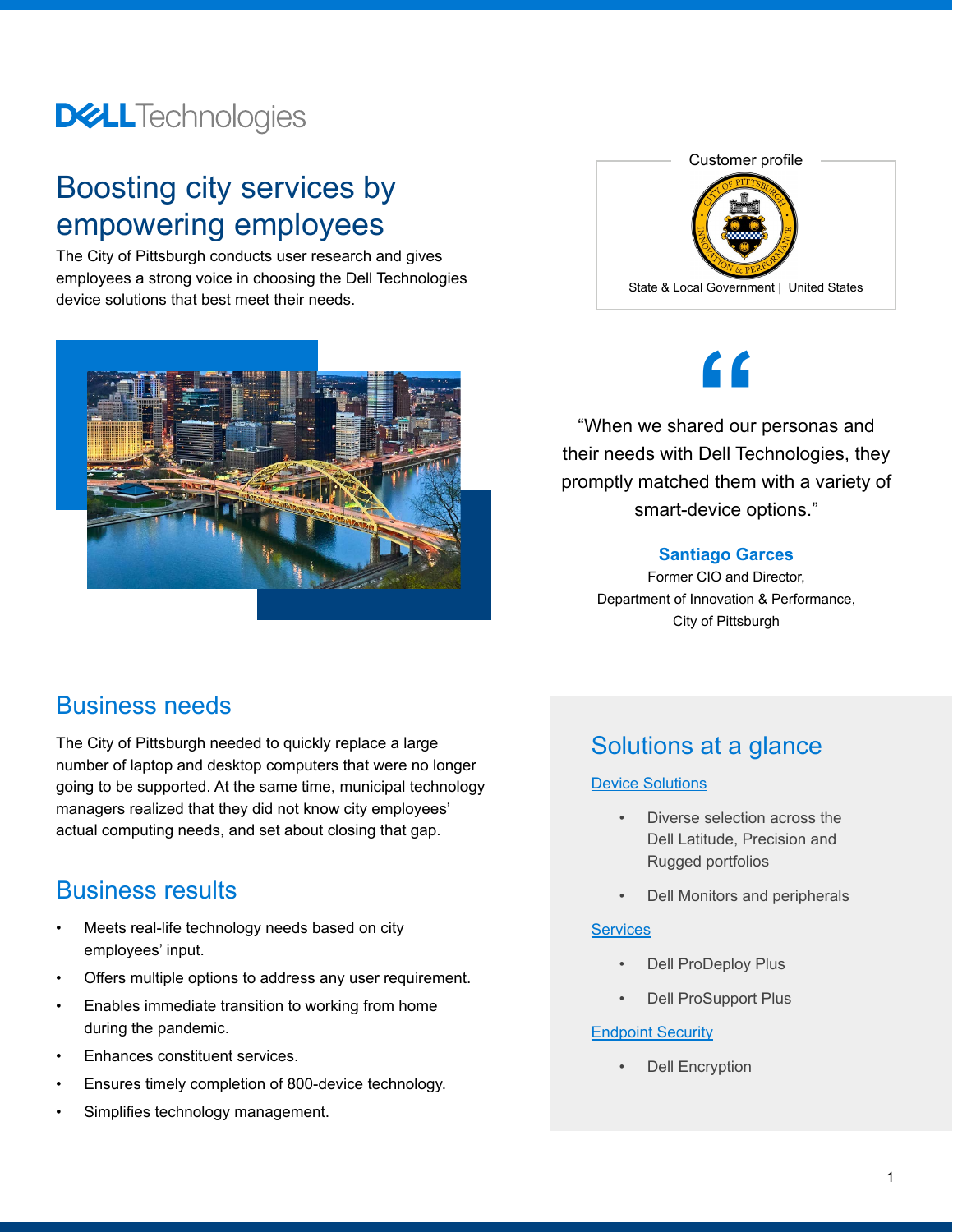# Boosting city services by empowering employees

The City of Pittsburgh conducts user research and gives employees a strong voice in choosing the Dell Technologies device solutions that best meet their needs.

Customer profile

State & Local Government | United States

> "When we shared our personas and their needs with Dell Technologies, they promptly matched them with a variety of smart-device options."
>
> **Santiago Garces**
> Former CIO and Director,
> Department of Innovation & Performance,
> City of Pittsburgh

## Business needs

The City of Pittsburgh needed to quickly replace a large number of laptop and desktop computers that were no longer going to be supported. At the same time, municipal technology managers realized that they did not know city employees' actual computing needs, and set about closing that gap.

## Business results

- Meets real-life technology needs based on city employees' input.
- Offers multiple options to address any user requirement.
- Enables immediate transition to working from home during the pandemic.
- Enhances constituent services.
- Ensures timely completion of 800-device technology.
- Simplifies technology management.

## Solutions at a glance

Device Solutions

- Diverse selection across the Dell Latitude, Precision and Rugged portfolios
- Dell Monitors and peripherals

Services

- Dell ProDeploy Plus
- Dell ProSupport Plus

Endpoint Security

- Dell Encryption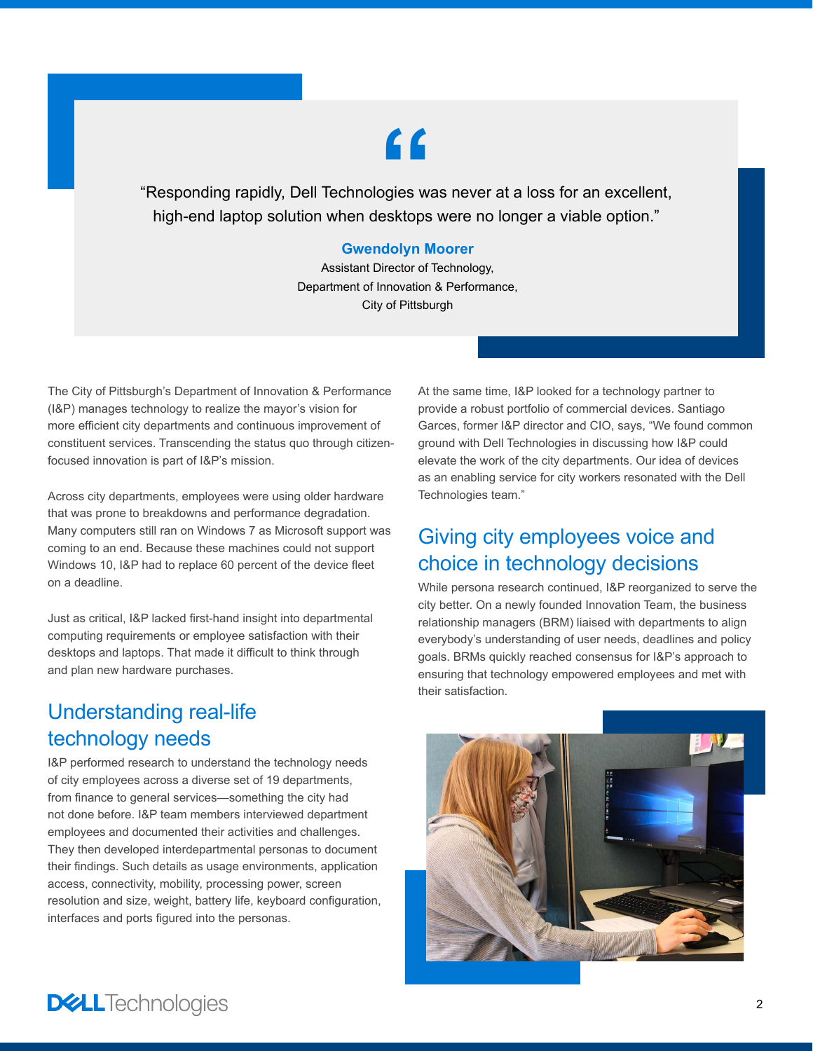> “Responding rapidly, Dell Technologies was never at a loss for an excellent, high-end laptop solution when desktops were no longer a viable option.”
>
> **Gwendolyn Moorer**
> Assistant Director of Technology,
> Department of Innovation & Performance,
> City of Pittsburgh

The City of Pittsburgh’s Department of Innovation & Performance (I&P) manages technology to realize the mayor’s vision for more efficient city departments and continuous improvement of constituent services. Transcending the status quo through citizen-focused innovation is part of I&P’s mission.

Across city departments, employees were using older hardware that was prone to breakdowns and performance degradation. Many computers still ran on Windows 7 as Microsoft support was coming to an end. Because these machines could not support Windows 10, I&P had to replace 60 percent of the device fleet on a deadline.

Just as critical, I&P lacked first-hand insight into departmental computing requirements or employee satisfaction with their desktops and laptops. That made it difficult to think through and plan new hardware purchases.

## Understanding real-life technology needs

I&P performed research to understand the technology needs of city employees across a diverse set of 19 departments, from finance to general services—something the city had not done before. I&P team members interviewed department employees and documented their activities and challenges. They then developed interdepartmental personas to document their findings. Such details as usage environments, application access, connectivity, mobility, processing power, screen resolution and size, weight, battery life, keyboard configuration, interfaces and ports figured into the personas.

At the same time, I&P looked for a technology partner to provide a robust portfolio of commercial devices. Santiago Garces, former I&P director and CIO, says, “We found common ground with Dell Technologies in discussing how I&P could elevate the work of the city departments. Our idea of devices as an enabling service for city workers resonated with the Dell Technologies team.”

## Giving city employees voice and choice in technology decisions

While persona research continued, I&P reorganized to serve the city better. On a newly founded Innovation Team, the business relationship managers (BRM) liaised with departments to align everybody’s understanding of user needs, deadlines and policy goals. BRMs quickly reached consensus for I&P’s approach to ensuring that technology empowered employees and met with their satisfaction.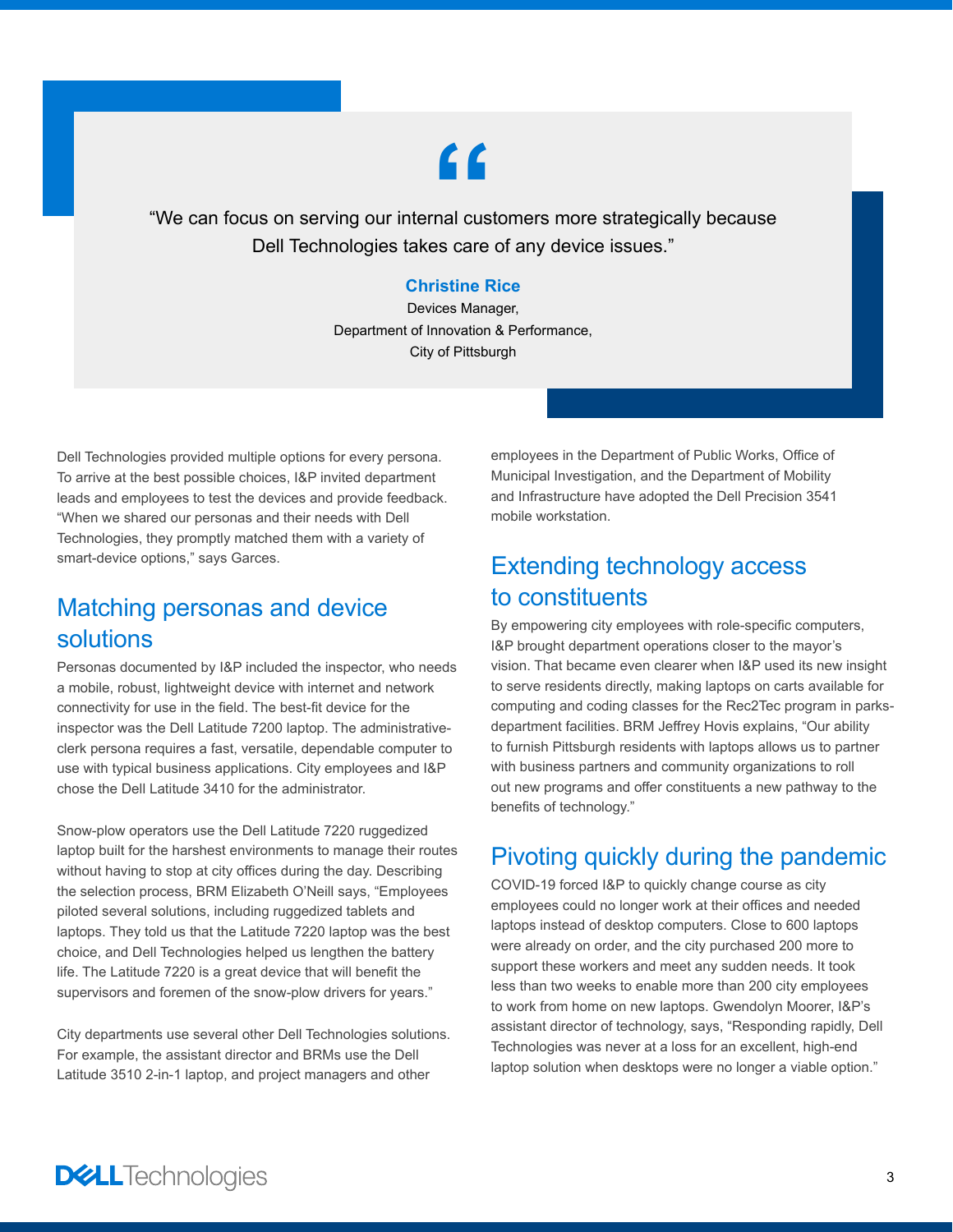> "We can focus on serving our internal customers more strategically because Dell Technologies takes care of any device issues."
>
> **Christine Rice**
> Devices Manager,
> Department of Innovation & Performance,
> City of Pittsburgh

Dell Technologies provided multiple options for every persona. To arrive at the best possible choices, I&P invited department leads and employees to test the devices and provide feedback. "When we shared our personas and their needs with Dell Technologies, they promptly matched them with a variety of smart-device options," says Garces.

## Matching personas and device solutions

Personas documented by I&P included the inspector, who needs a mobile, robust, lightweight device with internet and network connectivity for use in the field. The best-fit device for the inspector was the Dell Latitude 7200 laptop. The administrative-clerk persona requires a fast, versatile, dependable computer to use with typical business applications. City employees and I&P chose the Dell Latitude 3410 for the administrator.

Snow-plow operators use the Dell Latitude 7220 ruggedized laptop built for the harshest environments to manage their routes without having to stop at city offices during the day. Describing the selection process, BRM Elizabeth O'Neill says, "Employees piloted several solutions, including ruggedized tablets and laptops. They told us that the Latitude 7220 laptop was the best choice, and Dell Technologies helped us lengthen the battery life. The Latitude 7220 is a great device that will benefit the supervisors and foremen of the snow-plow drivers for years."

City departments use several other Dell Technologies solutions. For example, the assistant director and BRMs use the Dell Latitude 3510 2-in-1 laptop, and project managers and other employees in the Department of Public Works, Office of Municipal Investigation, and the Department of Mobility and Infrastructure have adopted the Dell Precision 3541 mobile workstation.

## Extending technology access to constituents

By empowering city employees with role-specific computers, I&P brought department operations closer to the mayor's vision. That became even clearer when I&P used its new insight to serve residents directly, making laptops on carts available for computing and coding classes for the Rec2Tec program in parks-department facilities. BRM Jeffrey Hovis explains, "Our ability to furnish Pittsburgh residents with laptops allows us to partner with business partners and community organizations to roll out new programs and offer constituents a new pathway to the benefits of technology."

## Pivoting quickly during the pandemic

COVID-19 forced I&P to quickly change course as city employees could no longer work at their offices and needed laptops instead of desktop computers. Close to 600 laptops were already on order, and the city purchased 200 more to support these workers and meet any sudden needs. It took less than two weeks to enable more than 200 city employees to work from home on new laptops. Gwendolyn Moorer, I&P's assistant director of technology, says, "Responding rapidly, Dell Technologies was never at a loss for an excellent, high-end laptop solution when desktops were no longer a viable option."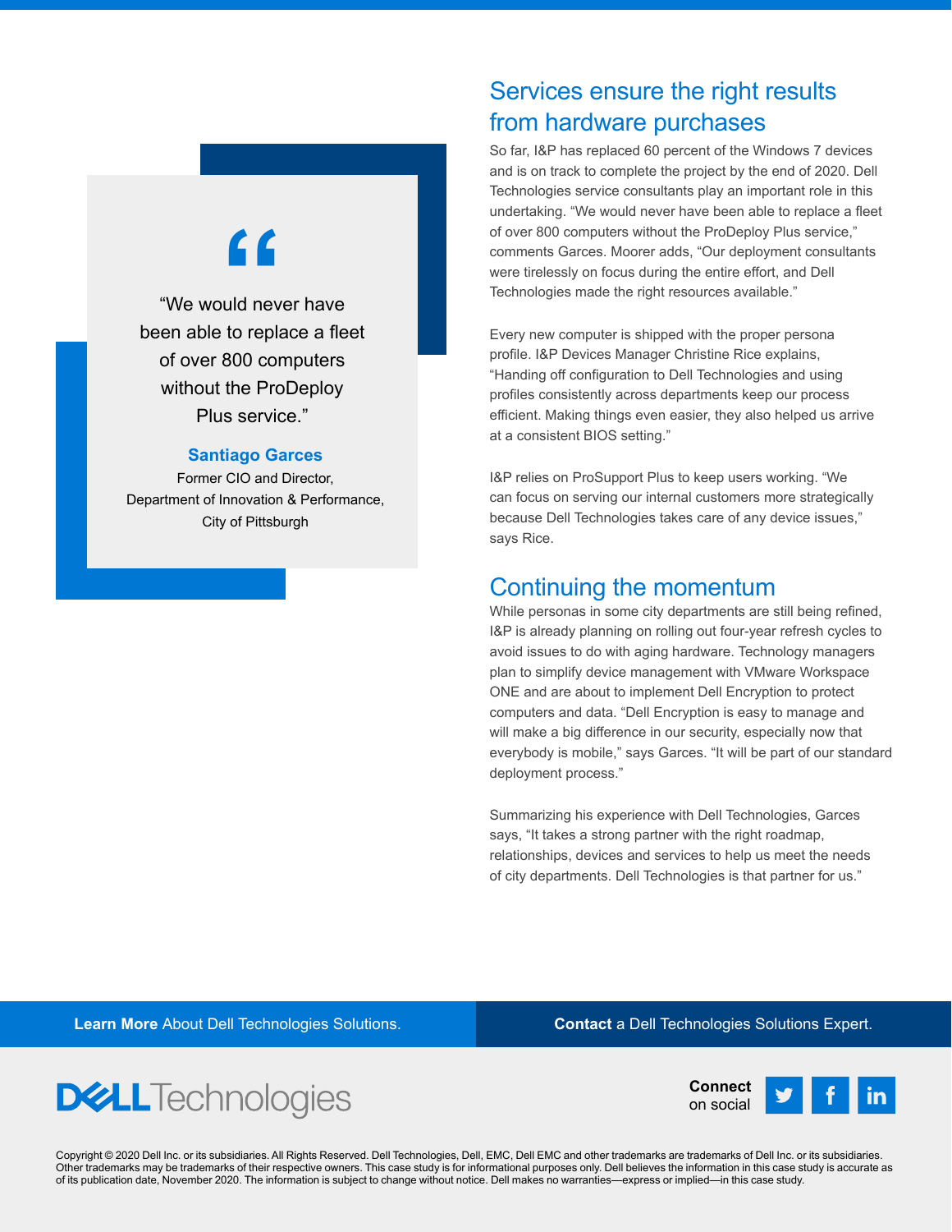> "We would never have been able to replace a fleet of over 800 computers without the ProDeploy Plus service."
>
> **Santiago Garces**
> Former CIO and Director,
> Department of Innovation & Performance,
> City of Pittsburgh

## Services ensure the right results from hardware purchases

So far, I&P has replaced 60 percent of the Windows 7 devices and is on track to complete the project by the end of 2020. Dell Technologies service consultants play an important role in this undertaking. "We would never have been able to replace a fleet of over 800 computers without the ProDeploy Plus service," comments Garces. Moorer adds, "Our deployment consultants were tirelessly on focus during the entire effort, and Dell Technologies made the right resources available."

Every new computer is shipped with the proper persona profile. I&P Devices Manager Christine Rice explains, "Handing off configuration to Dell Technologies and using profiles consistently across departments keep our process efficient. Making things even easier, they also helped us arrive at a consistent BIOS setting."

I&P relies on ProSupport Plus to keep users working. "We can focus on serving our internal customers more strategically because Dell Technologies takes care of any device issues," says Rice.

## Continuing the momentum

While personas in some city departments are still being refined, I&P is already planning on rolling out four-year refresh cycles to avoid issues to do with aging hardware. Technology managers plan to simplify device management with VMware Workspace ONE and are about to implement Dell Encryption to protect computers and data. "Dell Encryption is easy to manage and will make a big difference in our security, especially now that everybody is mobile," says Garces. "It will be part of our standard deployment process."

Summarizing his experience with Dell Technologies, Garces says, "It takes a strong partner with the right roadmap, relationships, devices and services to help us meet the needs of city departments. Dell Technologies is that partner for us."

**Learn More** About Dell Technologies Solutions.

**Contact** a Dell Technologies Solutions Expert.

DELL Technologies

**Connect** on social

Copyright © 2020 Dell Inc. or its subsidiaries. All Rights Reserved. Dell Technologies, Dell, EMC, Dell EMC and other trademarks are trademarks of Dell Inc. or its subsidiaries. Other trademarks may be trademarks of their respective owners. This case study is for informational purposes only. Dell believes the information in this case study is accurate as of its publication date, November 2020. The information is subject to change without notice. Dell makes no warranties—express or implied—in this case study.